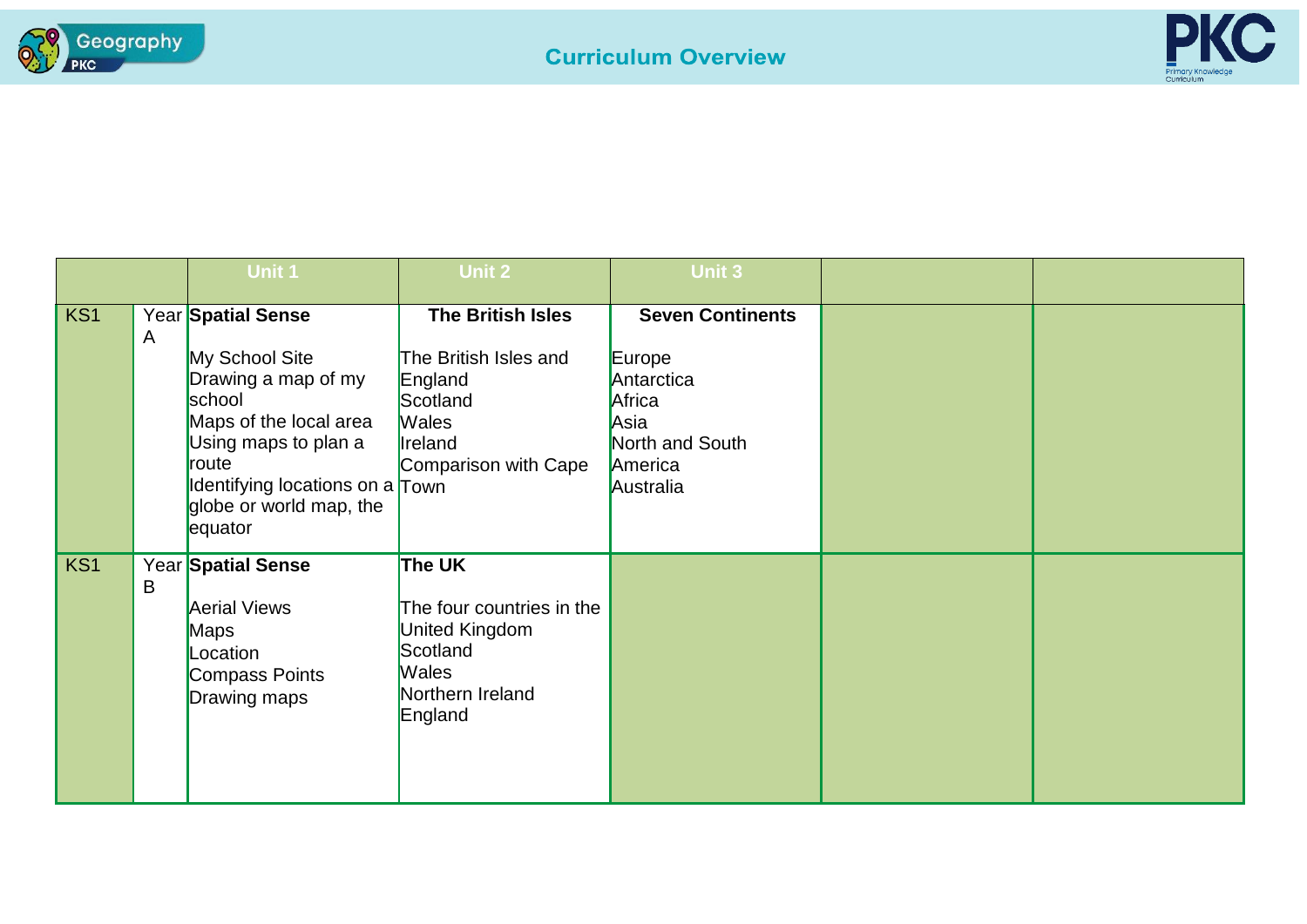# Curriculum Overview

| | | Unit 1 | Unit 2 | Unit 3 | | |
|---|---|---|---|---|---|---|
| KS1 | Year A | **Spatial Sense**<br><br>My School Site<br>Drawing a map of my school<br>Maps of the local area<br>Using maps to plan a route<br>Identifying locations on a globe or world map, the equator | **The British Isles**<br><br>The British Isles and England<br>Scotland<br>Wales<br>Ireland<br>Comparison with Cape Town | **Seven Continents**<br><br>Europe<br>Antarctica<br>Africa<br>Asia<br>North and South America<br>Australia | | |
| KS1 | Year B | **Spatial Sense**<br><br>Aerial Views<br>Maps<br>Location<br>Compass Points<br>Drawing maps | **The UK**<br><br>The four countries in the United Kingdom<br>Scotland<br>Wales<br>Northern Ireland<br>England | | | |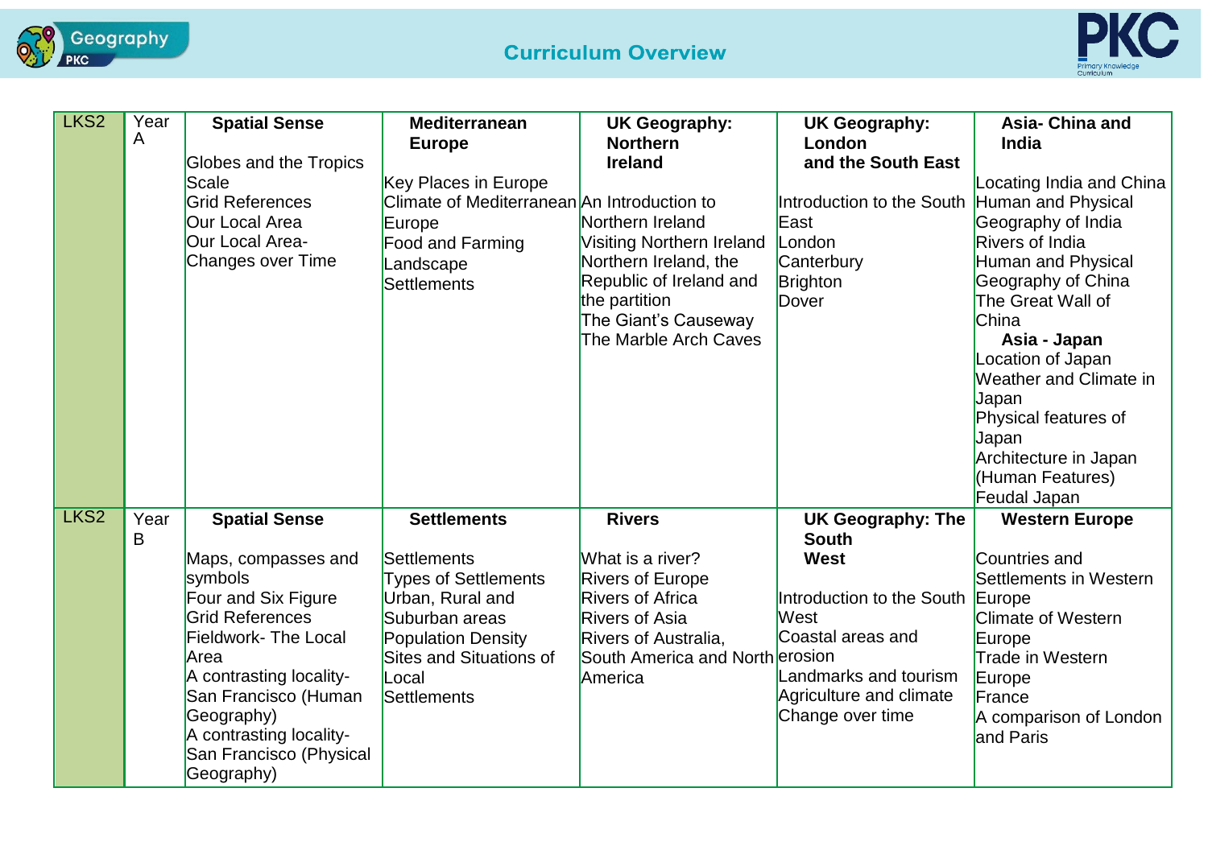| LKS2 | Year A | **Spatial Sense**<br><br>Globes and the Tropics<br>Scale<br>Grid References<br>Our Local Area<br>Our Local Area- Changes over Time | **Mediterranean Europe**<br><br>Key Places in Europe<br>Climate of Mediterranean Europe<br>Food and Farming<br>Landscape<br>Settlements | **UK Geography: Northern Ireland**<br><br>An Introduction to Northern Ireland<br>Visiting Northern Ireland<br>Northern Ireland, the Republic of Ireland and the partition<br>The Giant's Causeway<br>The Marble Arch Caves | **UK Geography: London and the South East**<br><br>Introduction to the South East<br>London<br>Canterbury<br>Brighton<br>Dover | **Asia- China and India**<br><br>Locating India and China<br>Human and Physical Geography of India<br>Rivers of India<br>Human and Physical Geography of China<br>The Great Wall of China<br>**Asia - Japan**<br>Location of Japan<br>Weather and Climate in Japan<br>Physical features of Japan<br>Architecture in Japan (Human Features)<br>Feudal Japan |
|---|---|---|---|---|---|---|
| LKS2 | Year B | **Spatial Sense**<br><br>Maps, compasses and symbols<br>Four and Six Figure Grid References<br>Fieldwork- The Local Area<br>A contrasting locality- San Francisco (Human Geography)<br>A contrasting locality- San Francisco (Physical Geography) | **Settlements**<br><br>Settlements<br>Types of Settlements<br>Urban, Rural and Suburban areas<br>Population Density<br>Sites and Situations of Local Settlements | **Rivers**<br><br>What is a river?<br>Rivers of Europe<br>Rivers of Africa<br>Rivers of Asia<br>Rivers of Australia, South America and North America | **UK Geography: The South West**<br><br>Introduction to the South West<br>Coastal areas and erosion<br>Landmarks and tourism<br>Agriculture and climate<br>Change over time | **Western Europe**<br><br>Countries and Settlements in Western Europe<br>Climate of Western Europe<br>Trade in Western Europe<br>France<br>A comparison of London and Paris |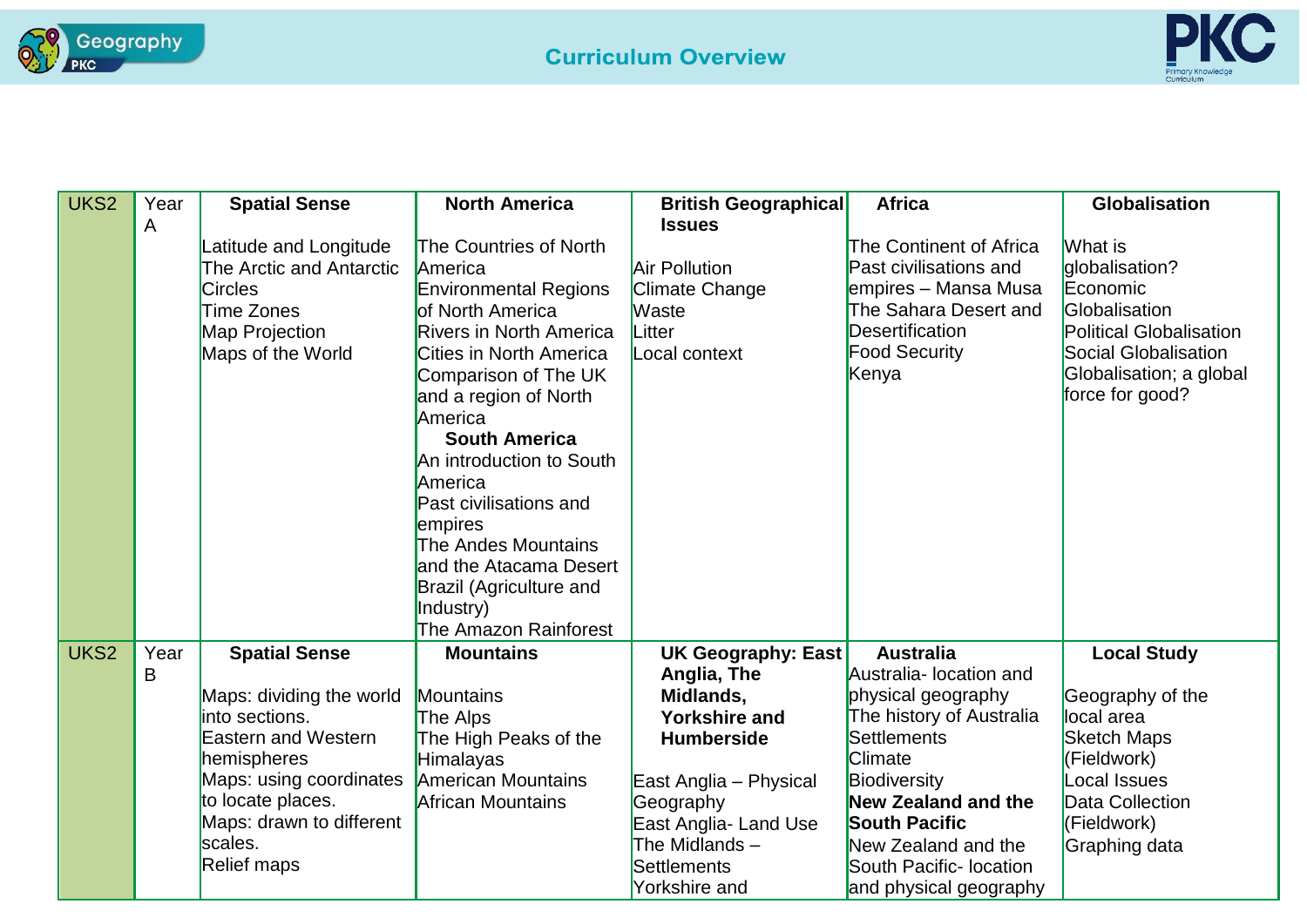## Curriculum Overview

| UKS2 | Year A | **Spatial Sense**<br><br>Latitude and Longitude<br>The Arctic and Antarctic Circles<br>Time Zones<br>Map Projection<br>Maps of the World | **North America**<br><br>The Countries of North America<br>Environmental Regions of North America<br>Rivers in North America<br>Cities in North America<br>Comparison of The UK and a region of North America<br>**South America**<br>An introduction to South America<br>Past civilisations and empires<br>The Andes Mountains and the Atacama Desert<br>Brazil (Agriculture and Industry)<br>The Amazon Rainforest | **British Geographical Issues**<br><br>Air Pollution<br>Climate Change<br>Waste<br>Litter<br>Local context | **Africa**<br><br>The Continent of Africa<br>Past civilisations and empires – Mansa Musa<br>The Sahara Desert and Desertification<br>Food Security<br>Kenya | **Globalisation**<br><br>What is globalisation?<br>Economic Globalisation<br>Political Globalisation<br>Social Globalisation<br>Globalisation; a global force for good? |
|---|---|---|---|---|---|---|
| UKS2 | Year B | **Spatial Sense**<br><br>Maps: dividing the world into sections.<br>Eastern and Western hemispheres<br>Maps: using coordinates to locate places.<br>Maps: drawn to different scales.<br>Relief maps | **Mountains**<br><br>Mountains<br>The Alps<br>The High Peaks of the Himalayas<br>American Mountains<br>African Mountains | **UK Geography: East Anglia, The Midlands, Yorkshire and Humberside**<br><br>East Anglia – Physical Geography<br>East Anglia- Land Use<br>The Midlands – Settlements<br>Yorkshire and | **Australia**<br>Australia- location and physical geography<br>The history of Australia<br>Settlements<br>Climate<br>Biodiversity<br>**New Zealand and the South Pacific**<br>New Zealand and the South Pacific- location and physical geography | **Local Study**<br><br>Geography of the local area<br>Sketch Maps (Fieldwork)<br>Local Issues<br>Data Collection (Fieldwork)<br>Graphing data |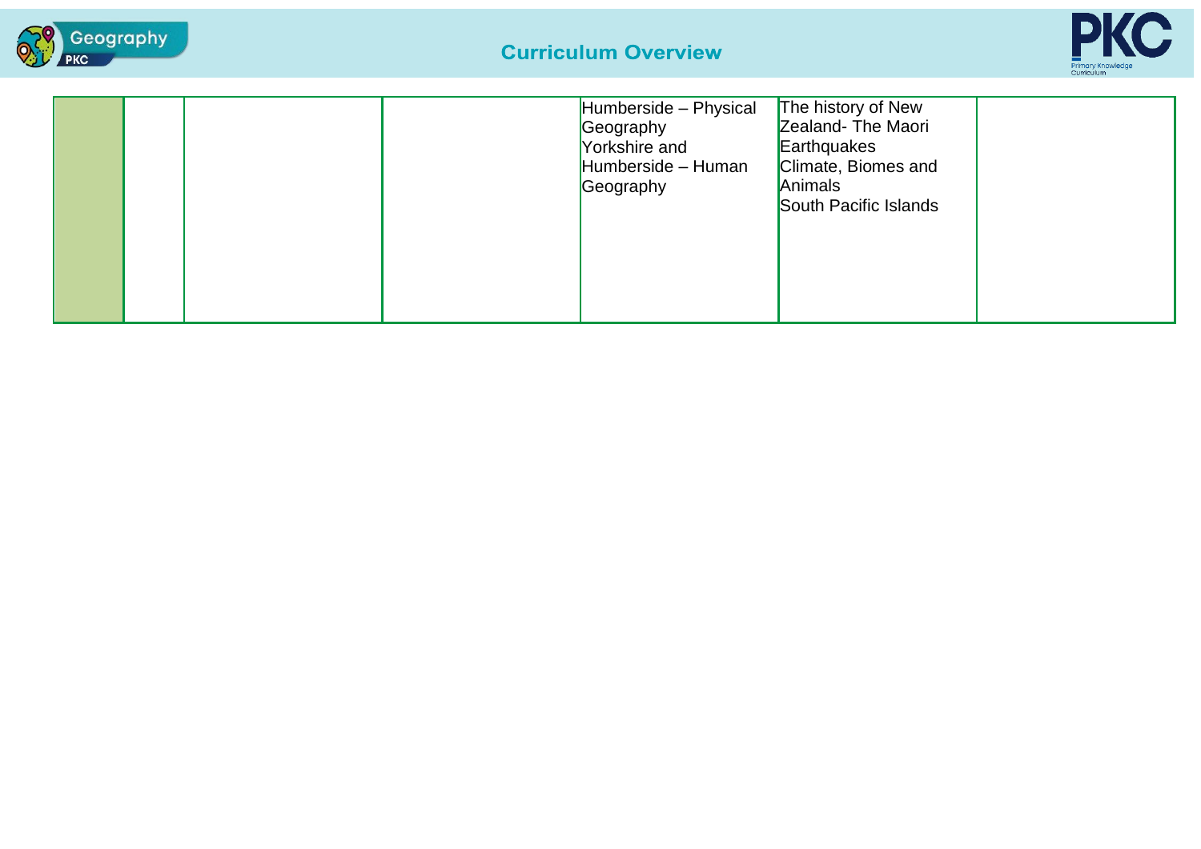| | | | | | | |
|---|---|---|---|---|---|---|
| | | | | Humberside – Physical Geography<br>Yorkshire and Humberside – Human Geography | The history of New Zealand- The Maori<br>Earthquakes<br>Climate, Biomes and Animals<br>South Pacific Islands | |